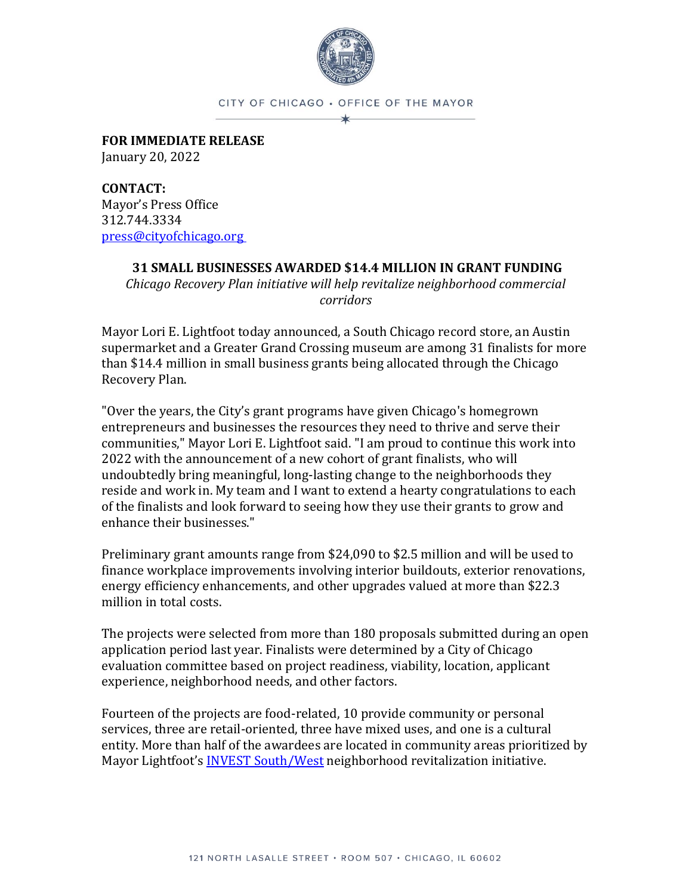CITY OF CHICAGO • OFFICE OF THE MAYOR

**FOR IMMEDIATE RELEASE**
January 20, 2022

**CONTACT:**
Mayor's Press Office
312.744.3334
press@cityofchicago.org

## 31 SMALL BUSINESSES AWARDED $14.4 MILLION IN GRANT FUNDING

*Chicago Recovery Plan initiative will help revitalize neighborhood commercial corridors*

Mayor Lori E. Lightfoot today announced, a South Chicago record store, an Austin supermarket and a Greater Grand Crossing museum are among 31 finalists for more than $14.4 million in small business grants being allocated through the Chicago Recovery Plan.

"Over the years, the City's grant programs have given Chicago's homegrown entrepreneurs and businesses the resources they need to thrive and serve their communities," Mayor Lori E. Lightfoot said. "I am proud to continue this work into 2022 with the announcement of a new cohort of grant finalists, who will undoubtedly bring meaningful, long-lasting change to the neighborhoods they reside and work in. My team and I want to extend a hearty congratulations to each of the finalists and look forward to seeing how they use their grants to grow and enhance their businesses."

Preliminary grant amounts range from $24,090 to $2.5 million and will be used to finance workplace improvements involving interior buildouts, exterior renovations, energy efficiency enhancements, and other upgrades valued at more than $22.3 million in total costs.

The projects were selected from more than 180 proposals submitted during an open application period last year. Finalists were determined by a City of Chicago evaluation committee based on project readiness, viability, location, applicant experience, neighborhood needs, and other factors.

Fourteen of the projects are food-related, 10 provide community or personal services, three are retail-oriented, three have mixed uses, and one is a cultural entity. More than half of the awardees are located in community areas prioritized by Mayor Lightfoot's INVEST South/West neighborhood revitalization initiative.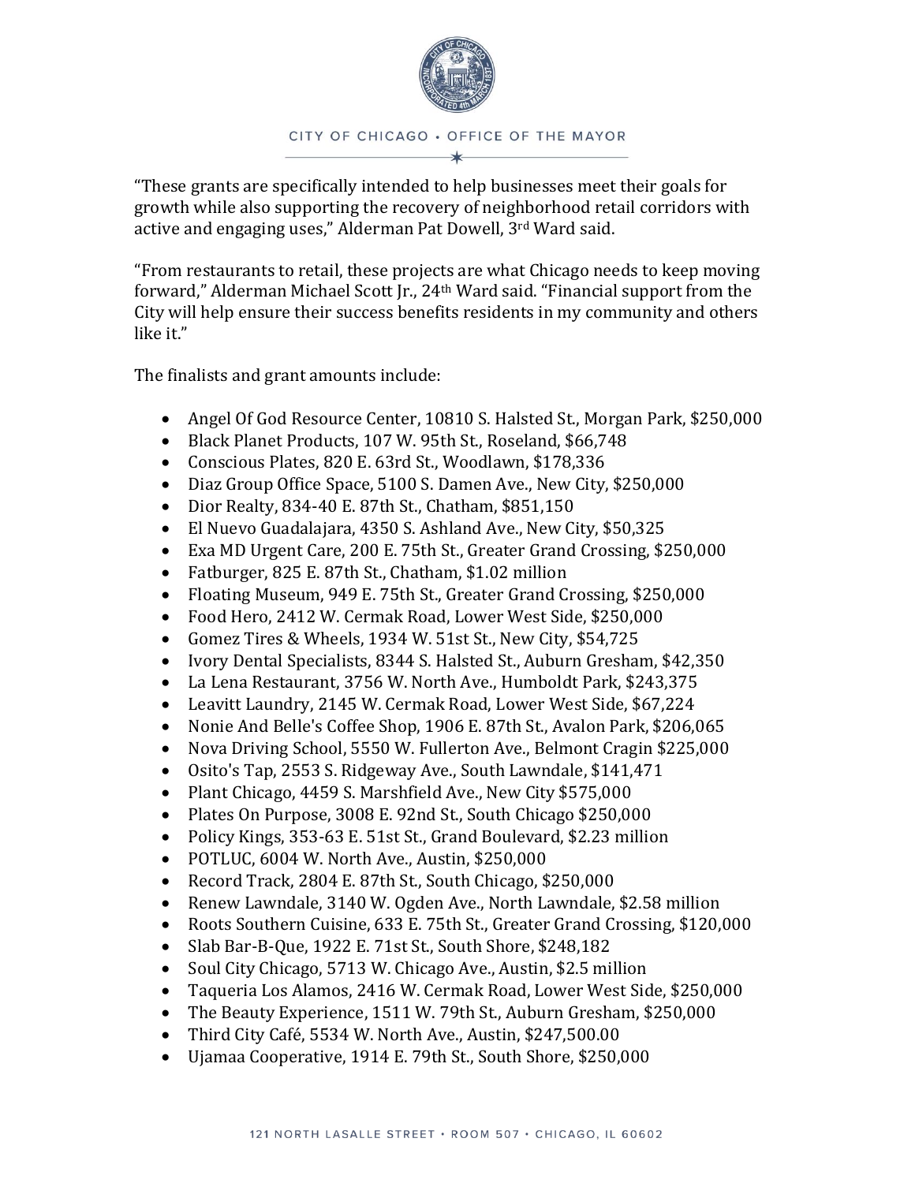"These grants are specifically intended to help businesses meet their goals for growth while also supporting the recovery of neighborhood retail corridors with active and engaging uses," Alderman Pat Dowell, 3rd Ward said.

"From restaurants to retail, these projects are what Chicago needs to keep moving forward," Alderman Michael Scott Jr., 24th Ward said. "Financial support from the City will help ensure their success benefits residents in my community and others like it."

The finalists and grant amounts include:

- Angel Of God Resource Center, 10810 S. Halsted St., Morgan Park, $250,000
- Black Planet Products, 107 W. 95th St., Roseland, $66,748
- Conscious Plates, 820 E. 63rd St., Woodlawn, $178,336
- Diaz Group Office Space, 5100 S. Damen Ave., New City, $250,000
- Dior Realty, 834-40 E. 87th St., Chatham, $851,150
- El Nuevo Guadalajara, 4350 S. Ashland Ave., New City, $50,325
- Exa MD Urgent Care, 200 E. 75th St., Greater Grand Crossing, $250,000
- Fatburger, 825 E. 87th St., Chatham, $1.02 million
- Floating Museum, 949 E. 75th St., Greater Grand Crossing, $250,000
- Food Hero, 2412 W. Cermak Road, Lower West Side, $250,000
- Gomez Tires & Wheels, 1934 W. 51st St., New City, $54,725
- Ivory Dental Specialists, 8344 S. Halsted St., Auburn Gresham, $42,350
- La Lena Restaurant, 3756 W. North Ave., Humboldt Park, $243,375
- Leavitt Laundry, 2145 W. Cermak Road, Lower West Side, $67,224
- Nonie And Belle's Coffee Shop, 1906 E. 87th St., Avalon Park, $206,065
- Nova Driving School, 5550 W. Fullerton Ave., Belmont Cragin $225,000
- Osito's Tap, 2553 S. Ridgeway Ave., South Lawndale, $141,471
- Plant Chicago, 4459 S. Marshfield Ave., New City $575,000
- Plates On Purpose, 3008 E. 92nd St., South Chicago $250,000
- Policy Kings, 353-63 E. 51st St., Grand Boulevard, $2.23 million
- POTLUC, 6004 W. North Ave., Austin, $250,000
- Record Track, 2804 E. 87th St., South Chicago, $250,000
- Renew Lawndale, 3140 W. Ogden Ave., North Lawndale, $2.58 million
- Roots Southern Cuisine, 633 E. 75th St., Greater Grand Crossing, $120,000
- Slab Bar-B-Que, 1922 E. 71st St., South Shore, $248,182
- Soul City Chicago, 5713 W. Chicago Ave., Austin, $2.5 million
- Taqueria Los Alamos, 2416 W. Cermak Road, Lower West Side, $250,000
- The Beauty Experience, 1511 W. 79th St., Auburn Gresham, $250,000
- Third City Café, 5534 W. North Ave., Austin, $247,500.00
- Ujamaa Cooperative, 1914 E. 79th St., South Shore, $250,000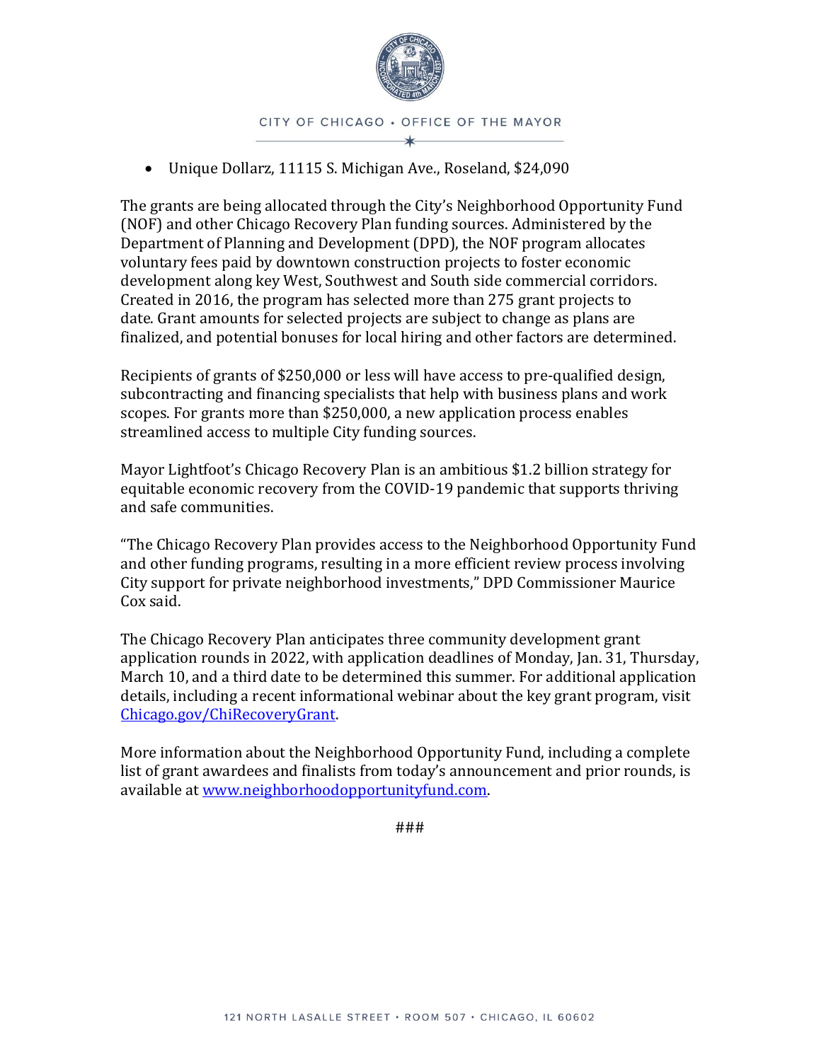- Unique Dollarz, 11115 S. Michigan Ave., Roseland, $24,090

The grants are being allocated through the City's Neighborhood Opportunity Fund (NOF) and other Chicago Recovery Plan funding sources. Administered by the Department of Planning and Development (DPD), the NOF program allocates voluntary fees paid by downtown construction projects to foster economic development along key West, Southwest and South side commercial corridors. Created in 2016, the program has selected more than 275 grant projects to date. Grant amounts for selected projects are subject to change as plans are finalized, and potential bonuses for local hiring and other factors are determined.

Recipients of grants of $250,000 or less will have access to pre-qualified design, subcontracting and financing specialists that help with business plans and work scopes. For grants more than $250,000, a new application process enables streamlined access to multiple City funding sources.

Mayor Lightfoot's Chicago Recovery Plan is an ambitious $1.2 billion strategy for equitable economic recovery from the COVID-19 pandemic that supports thriving and safe communities.

"The Chicago Recovery Plan provides access to the Neighborhood Opportunity Fund and other funding programs, resulting in a more efficient review process involving City support for private neighborhood investments," DPD Commissioner Maurice Cox said.

The Chicago Recovery Plan anticipates three community development grant application rounds in 2022, with application deadlines of Monday, Jan. 31, Thursday, March 10, and a third date to be determined this summer. For additional application details, including a recent informational webinar about the key grant program, visit [Chicago.gov/ChiRecoveryGrant](Chicago.gov/ChiRecoveryGrant).

More information about the Neighborhood Opportunity Fund, including a complete list of grant awardees and finalists from today's announcement and prior rounds, is available at [www.neighborhoodopportunityfund.com](www.neighborhoodopportunityfund.com).

###